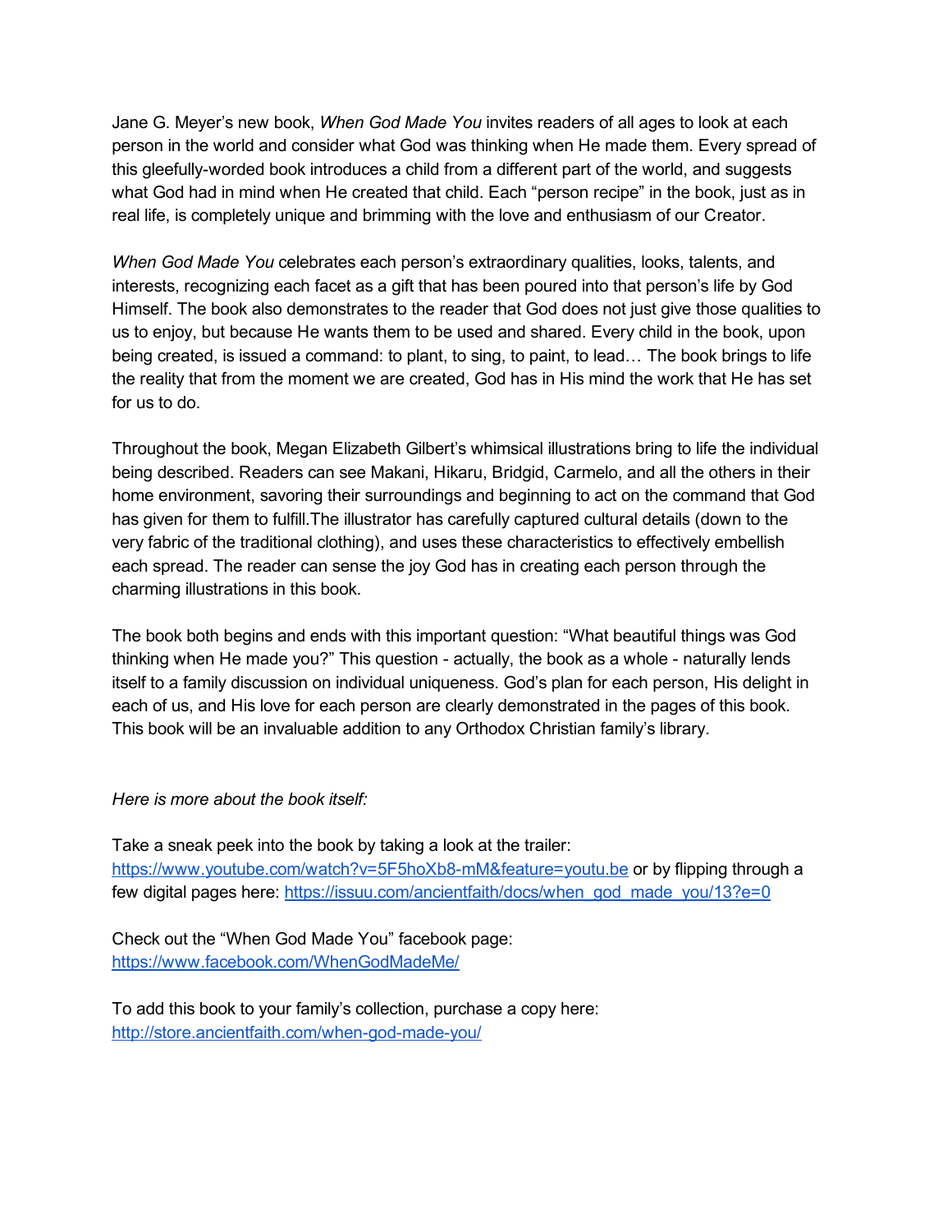Jane G. Meyer's new book, *When God Made You* invites readers of all ages to look at each person in the world and consider what God was thinking when He made them. Every spread of this gleefully-worded book introduces a child from a different part of the world, and suggests what God had in mind when He created that child. Each "person recipe" in the book, just as in real life, is completely unique and brimming with the love and enthusiasm of our Creator.

*When God Made You* celebrates each person's extraordinary qualities, looks, talents, and interests, recognizing each facet as a gift that has been poured into that person's life by God Himself. The book also demonstrates to the reader that God does not just give those qualities to us to enjoy, but because He wants them to be used and shared. Every child in the book, upon being created, is issued a command: to plant, to sing, to paint, to lead… The book brings to life the reality that from the moment we are created, God has in His mind the work that He has set for us to do.

Throughout the book, Megan Elizabeth Gilbert's whimsical illustrations bring to life the individual being described. Readers can see Makani, Hikaru, Bridgid, Carmelo, and all the others in their home environment, savoring their surroundings and beginning to act on the command that God has given for them to fulfill.The illustrator has carefully captured cultural details (down to the very fabric of the traditional clothing), and uses these characteristics to effectively embellish each spread. The reader can sense the joy God has in creating each person through the charming illustrations in this book.

The book both begins and ends with this important question: "What beautiful things was God thinking when He made you?" This question - actually, the book as a whole - naturally lends itself to a family discussion on individual uniqueness. God's plan for each person, His delight in each of us, and His love for each person are clearly demonstrated in the pages of this book. This book will be an invaluable addition to any Orthodox Christian family's library.

*Here is more about the book itself:*

Take a sneak peek into the book by taking a look at the trailer: https://www.youtube.com/watch?v=5F5hoXb8-mM&feature=youtu.be or by flipping through a few digital pages here: https://issuu.com/ancientfaith/docs/when_god_made_you/13?e=0

Check out the "When God Made You" facebook page: https://www.facebook.com/WhenGodMadeMe/

To add this book to your family's collection, purchase a copy here: http://store.ancientfaith.com/when-god-made-you/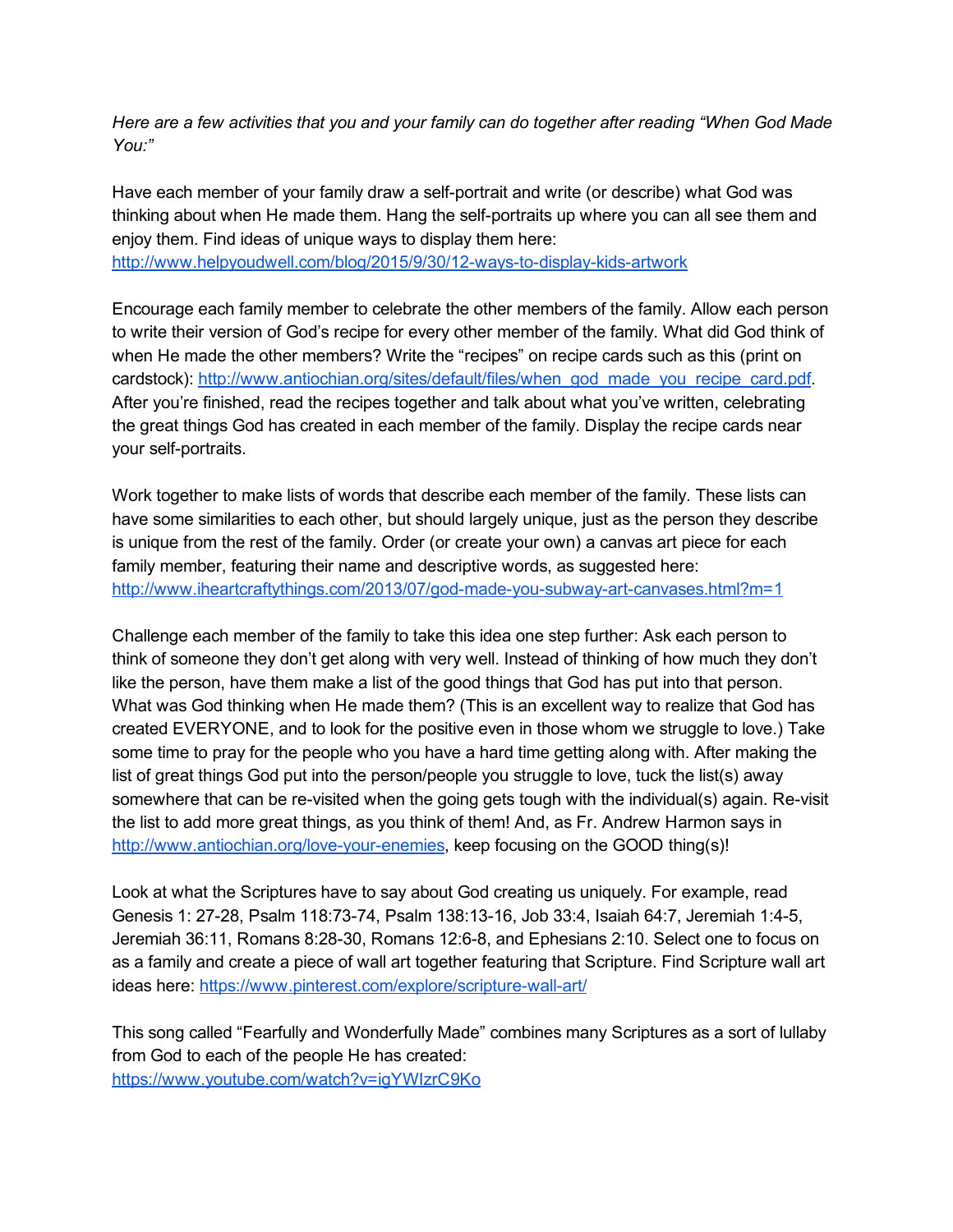*Here are a few activities that you and your family can do together after reading "When God Made You:"*

Have each member of your family draw a self-portrait and write (or describe) what God was thinking about when He made them. Hang the self-portraits up where you can all see them and enjoy them. Find ideas of unique ways to display them here: http://www.helpyoudwell.com/blog/2015/9/30/12-ways-to-display-kids-artwork

Encourage each family member to celebrate the other members of the family. Allow each person to write their version of God's recipe for every other member of the family. What did God think of when He made the other members? Write the "recipes" on recipe cards such as this (print on cardstock): http://www.antiochian.org/sites/default/files/when_god_made_you_recipe_card.pdf. After you're finished, read the recipes together and talk about what you've written, celebrating the great things God has created in each member of the family. Display the recipe cards near your self-portraits.

Work together to make lists of words that describe each member of the family. These lists can have some similarities to each other, but should largely unique, just as the person they describe is unique from the rest of the family. Order (or create your own) a canvas art piece for each family member, featuring their name and descriptive words, as suggested here: http://www.iheartcraftythings.com/2013/07/god-made-you-subway-art-canvases.html?m=1

Challenge each member of the family to take this idea one step further: Ask each person to think of someone they don't get along with very well. Instead of thinking of how much they don't like the person, have them make a list of the good things that God has put into that person. What was God thinking when He made them? (This is an excellent way to realize that God has created EVERYONE, and to look for the positive even in those whom we struggle to love.) Take some time to pray for the people who you have a hard time getting along with. After making the list of great things God put into the person/people you struggle to love, tuck the list(s) away somewhere that can be re-visited when the going gets tough with the individual(s) again. Re-visit the list to add more great things, as you think of them! And, as Fr. Andrew Harmon says in http://www.antiochian.org/love-your-enemies, keep focusing on the GOOD thing(s)!

Look at what the Scriptures have to say about God creating us uniquely. For example, read Genesis 1: 27-28, Psalm 118:73-74, Psalm 138:13-16, Job 33:4, Isaiah 64:7, Jeremiah 1:4-5, Jeremiah 36:11, Romans 8:28-30, Romans 12:6-8, and Ephesians 2:10. Select one to focus on as a family and create a piece of wall art together featuring that Scripture. Find Scripture wall art ideas here: https://www.pinterest.com/explore/scripture-wall-art/

This song called "Fearfully and Wonderfully Made" combines many Scriptures as a sort of lullaby from God to each of the people He has created: https://www.youtube.com/watch?v=igYWIzrC9Ko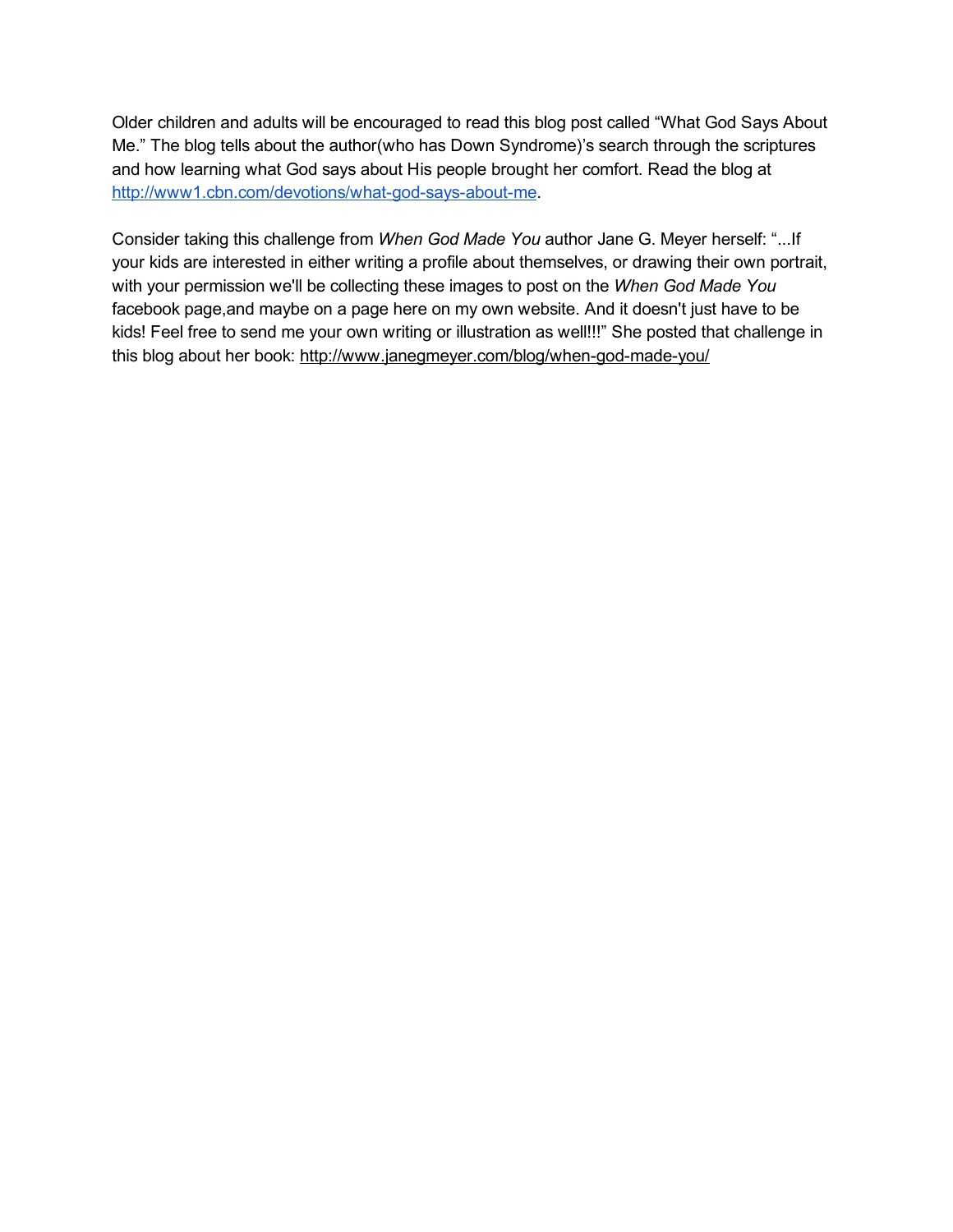Older children and adults will be encouraged to read this blog post called "What God Says About Me." The blog tells about the author(who has Down Syndrome)'s search through the scriptures and how learning what God says about His people brought her comfort. Read the blog at http://www1.cbn.com/devotions/what-god-says-about-me.

Consider taking this challenge from *When God Made You* author Jane G. Meyer herself: "...If your kids are interested in either writing a profile about themselves, or drawing their own portrait, with your permission we'll be collecting these images to post on the *When God Made You* facebook page,and maybe on a page here on my own website. And it doesn't just have to be kids! Feel free to send me your own writing or illustration as well!!!" She posted that challenge in this blog about her book: http://www.janegmeyer.com/blog/when-god-made-you/